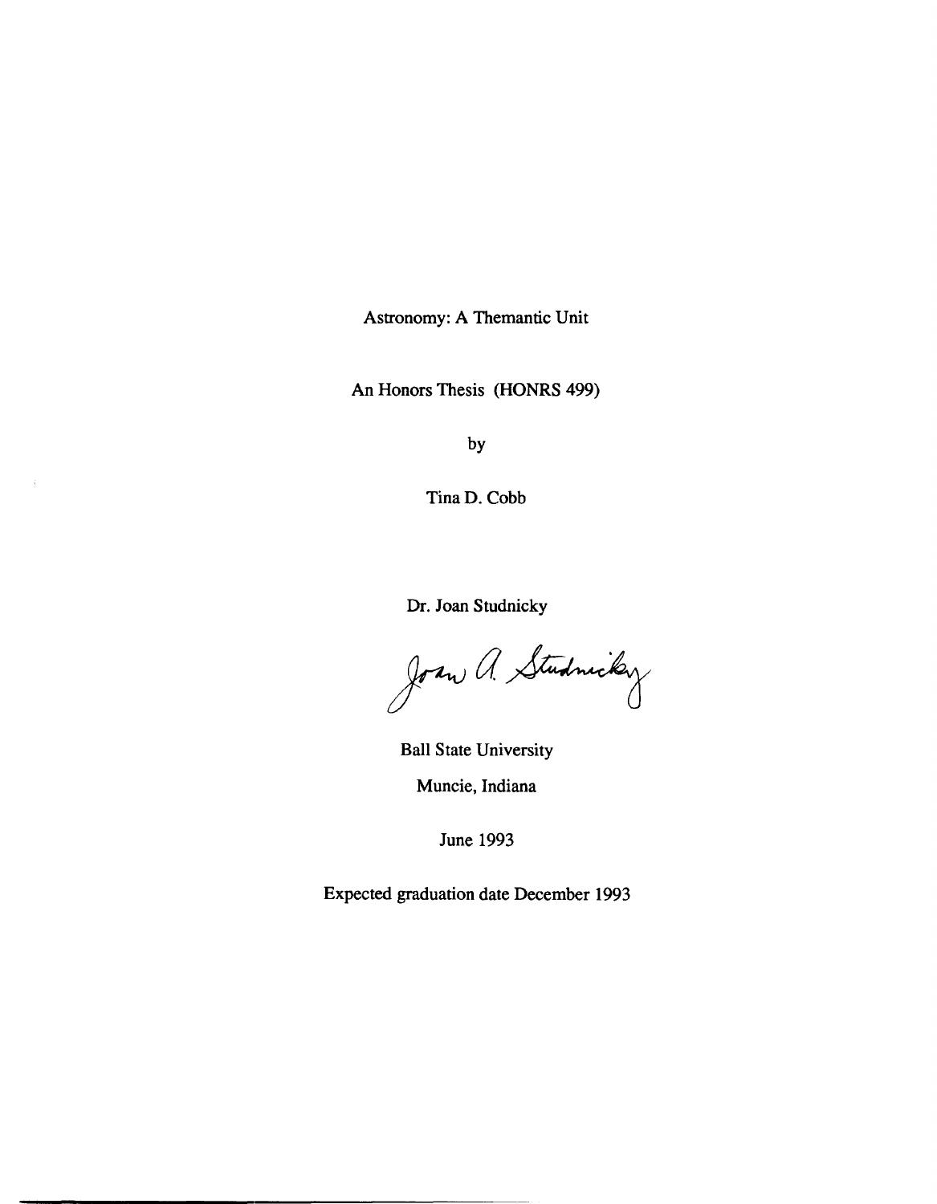Astronomy: A Themantic Unit

An Honors Thesis (HONRS 499)

by

Tina D. Cobb

Dr. Joan Studnicky

Joan A. Studnicky

Ball State University

Muncie, Indiana

June 1993

Expected graduation date December 1993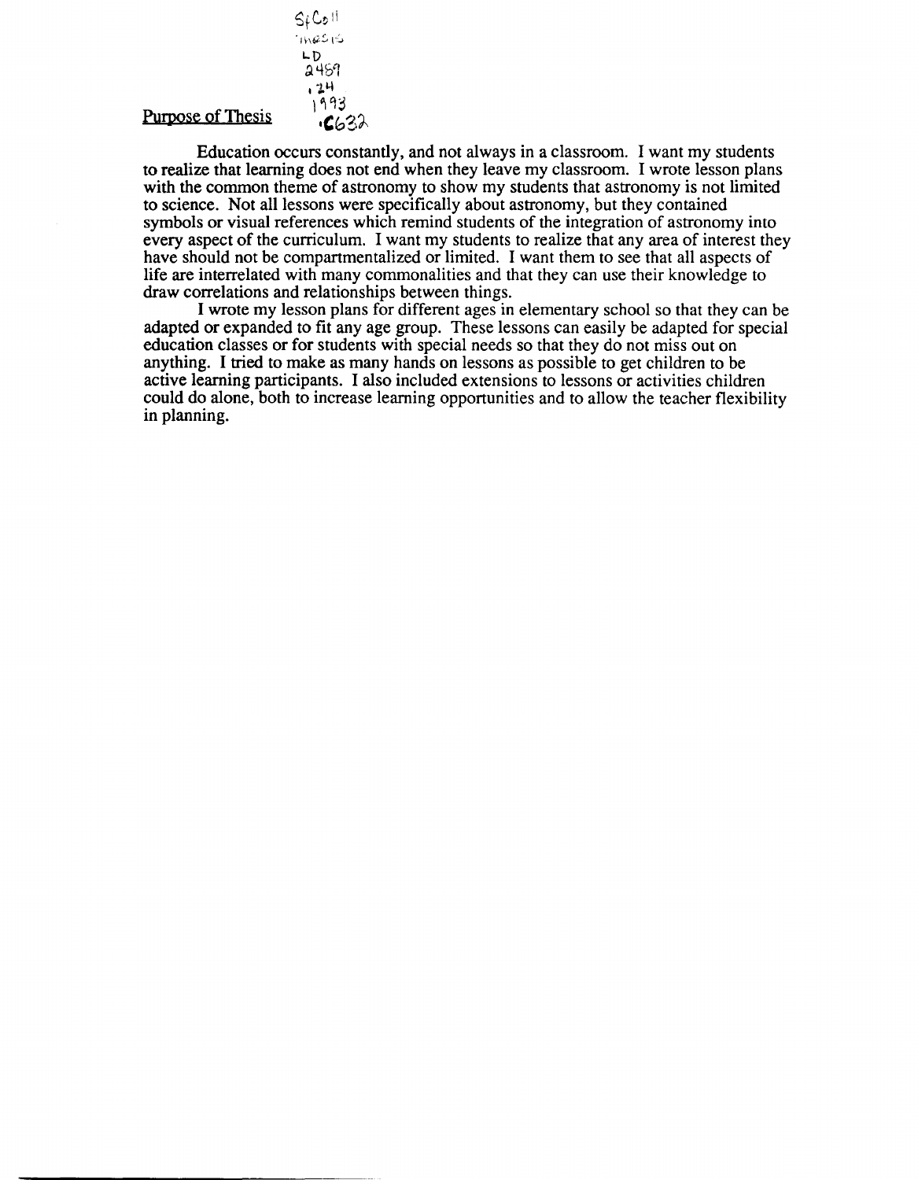## Purpose of Thesis

Education occurs constantly, and not always in a classroom. I want my students to realize that learning does not end when they leave my classroom. I wrote lesson plans with the common theme of astronomy to show my students that astronomy is not limited to science. Not all lessons were specifically about astronomy, but they contained symbols or visual references which remind students of the integration of astronomy into every aspect of the curriculum. I want my students to realize that any area of interest they have should not be compartmentalized or limited. I want them to see that all aspects of life are interrelated with many commonalities and that they can use their knowledge to draw correlations and relationships between things.

I wrote my lesson plans for different ages in elementary school so that they can be adapted or expanded to fit any age group. These lessons can easily be adapted for special education classes or for students with special needs so that they do not miss out on anything. I tried to make as many hands on lessons as possible to get children to be active learning participants. I also included extensions to lessons or activities children could do alone, both to increase learning opportunities and to allow the teacher flexibility in planning.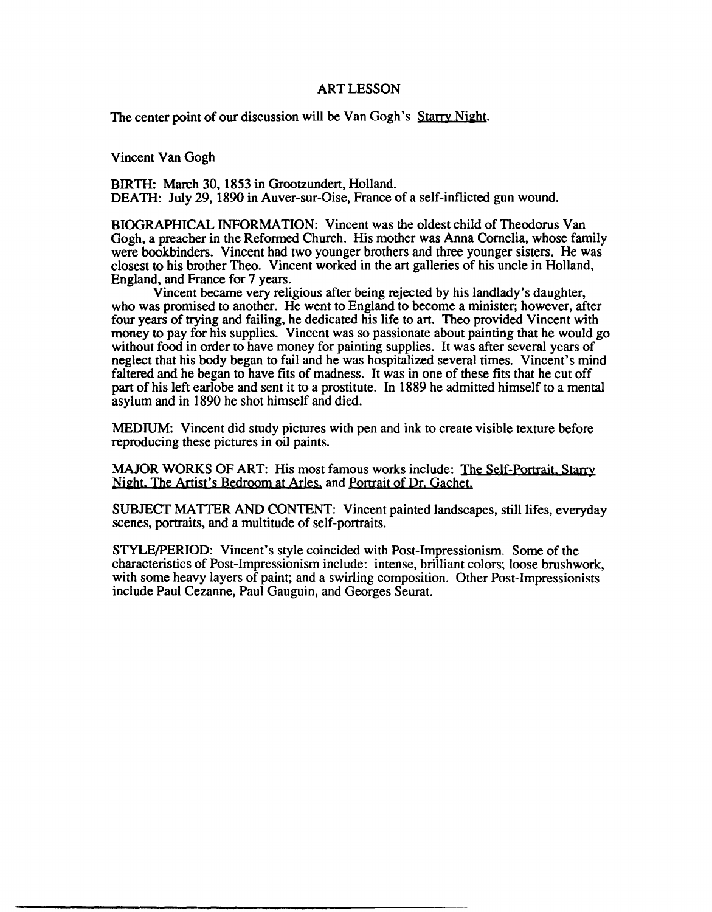# ART LESSON

The center point of our discussion will be Van Gogh's Starry Night.

Vincent Van Gogh

BIRTH: March 30, 1853 in Grootzundert, Holland.
DEATH: July 29, 1890 in Auver-sur-Oise, France of a self-inflicted gun wound.

BIOGRAPHICAL INFORMATION: Vincent was the oldest child of Theodorus Van Gogh, a preacher in the Reformed Church. His mother was Anna Cornelia, whose family were bookbinders. Vincent had two younger brothers and three younger sisters. He was closest to his brother Theo. Vincent worked in the art galleries of his uncle in Holland, England, and France for 7 years.

Vincent became very religious after being rejected by his landlady's daughter, who was promised to another. He went to England to become a minister; however, after four years of trying and failing, he dedicated his life to art. Theo provided Vincent with money to pay for his supplies. Vincent was so passionate about painting that he would go without food in order to have money for painting supplies. It was after several years of neglect that his body began to fail and he was hospitalized several times. Vincent's mind faltered and he began to have fits of madness. It was in one of these fits that he cut off part of his left earlobe and sent it to a prostitute. In 1889 he admitted himself to a mental asylum and in 1890 he shot himself and died.

MEDIUM: Vincent did study pictures with pen and ink to create visible texture before reproducing these pictures in oil paints.

MAJOR WORKS OF ART: His most famous works include: The Self-Portrait, Starry Night, The Artist's Bedroom at Arles, and Portrait of Dr. Gachet.

SUBJECT MATTER AND CONTENT: Vincent painted landscapes, still lifes, everyday scenes, portraits, and a multitude of self-portraits.

STYLE/PERIOD: Vincent's style coincided with Post-Impressionism. Some of the characteristics of Post-Impressionism include: intense, brilliant colors; loose brushwork, with some heavy layers of paint; and a swirling composition. Other Post-Impressionists include Paul Cezanne, Paul Gauguin, and Georges Seurat.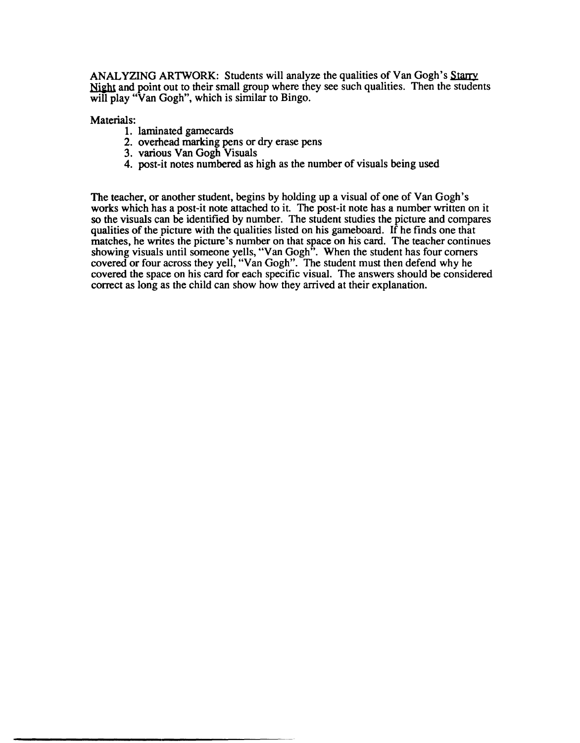ANALYZING ARTWORK: Students will analyze the qualities of Van Gogh's Starry Night and point out to their small group where they see such qualities. Then the students will play "Van Gogh", which is similar to Bingo.

Materials:

1. laminated gamecards
2. overhead marking pens or dry erase pens
3. various Van Gogh Visuals
4. post-it notes numbered as high as the number of visuals being used

The teacher, or another student, begins by holding up a visual of one of Van Gogh's works which has a post-it note attached to it. The post-it note has a number written on it so the visuals can be identified by number. The student studies the picture and compares qualities of the picture with the qualities listed on his gameboard. If he finds one that matches, he writes the picture's number on that space on his card. The teacher continues showing visuals until someone yells, "Van Gogh". When the student has four corners covered or four across they yell, "Van Gogh". The student must then defend why he covered the space on his card for each specific visual. The answers should be considered correct as long as the child can show how they arrived at their explanation.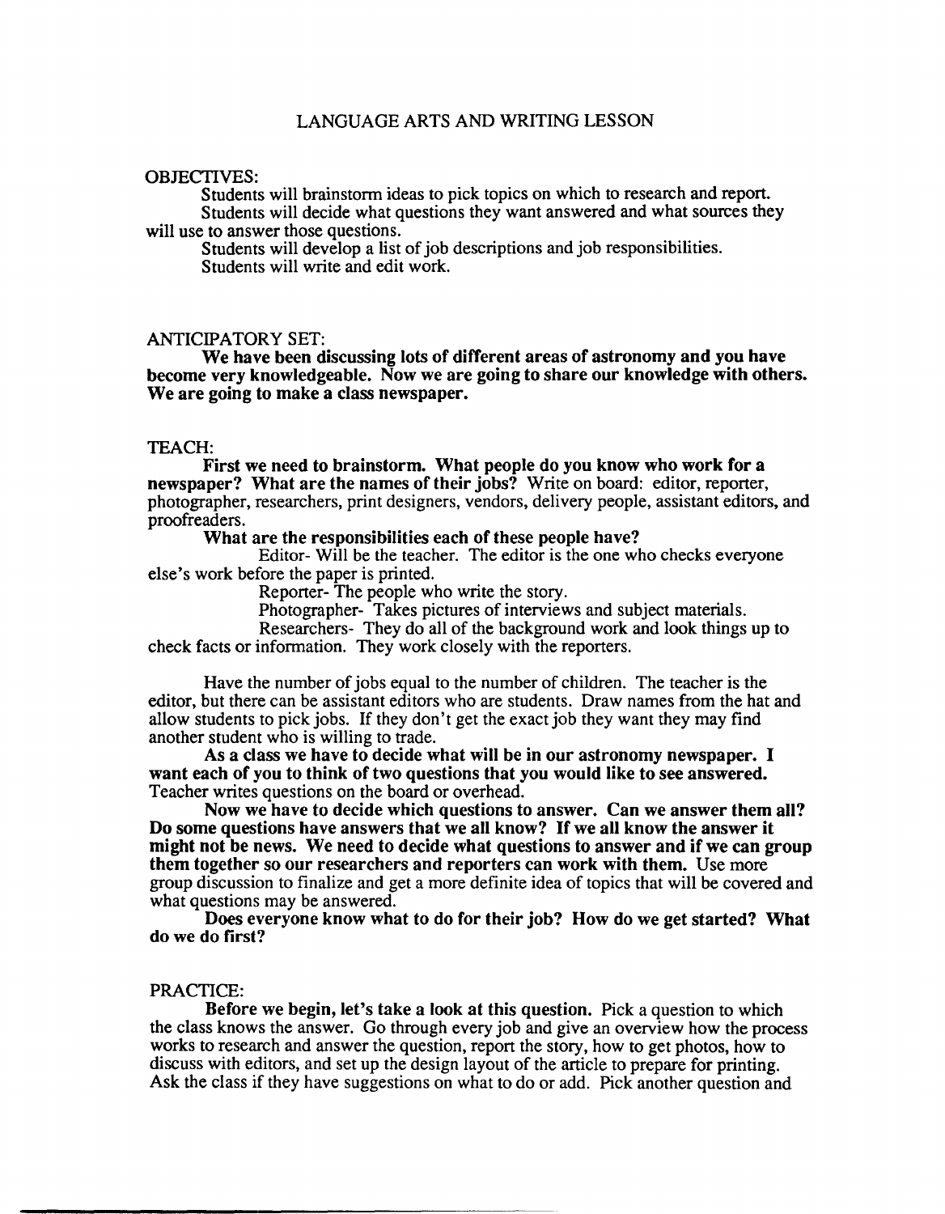# LANGUAGE ARTS AND WRITING LESSON

OBJECTIVES:

Students will brainstorm ideas to pick topics on which to research and report.

Students will decide what questions they want answered and what sources they will use to answer those questions.

Students will develop a list of job descriptions and job responsibilities.

Students will write and edit work.

ANTICIPATORY SET:

**We have been discussing lots of different areas of astronomy and you have become very knowledgeable. Now we are going to share our knowledge with others. We are going to make a class newspaper.**

TEACH:

**First we need to brainstorm. What people do you know who work for a newspaper? What are the names of their jobs?** Write on board: editor, reporter, photographer, researchers, print designers, vendors, delivery people, assistant editors, and proofreaders.

**What are the responsibilities each of these people have?**

Editor- Will be the teacher. The editor is the one who checks everyone else's work before the paper is printed.

Reporter- The people who write the story.

Photographer- Takes pictures of interviews and subject materials.

Researchers- They do all of the background work and look things up to check facts or information. They work closely with the reporters.

Have the number of jobs equal to the number of children. The teacher is the editor, but there can be assistant editors who are students. Draw names from the hat and allow students to pick jobs. If they don't get the exact job they want they may find another student who is willing to trade.

**As a class we have to decide what will be in our astronomy newspaper. I want each of you to think of two questions that you would like to see answered.** Teacher writes questions on the board or overhead.

**Now we have to decide which questions to answer. Can we answer them all? Do some questions have answers that we all know? If we all know the answer it might not be news. We need to decide what questions to answer and if we can group them together so our researchers and reporters can work with them.** Use more group discussion to finalize and get a more definite idea of topics that will be covered and what questions may be answered.

**Does everyone know what to do for their job? How do we get started? What do we do first?**

PRACTICE:

**Before we begin, let's take a look at this question.** Pick a question to which the class knows the answer. Go through every job and give an overview how the process works to research and answer the question, report the story, how to get photos, how to discuss with editors, and set up the design layout of the article to prepare for printing. Ask the class if they have suggestions on what to do or add. Pick another question and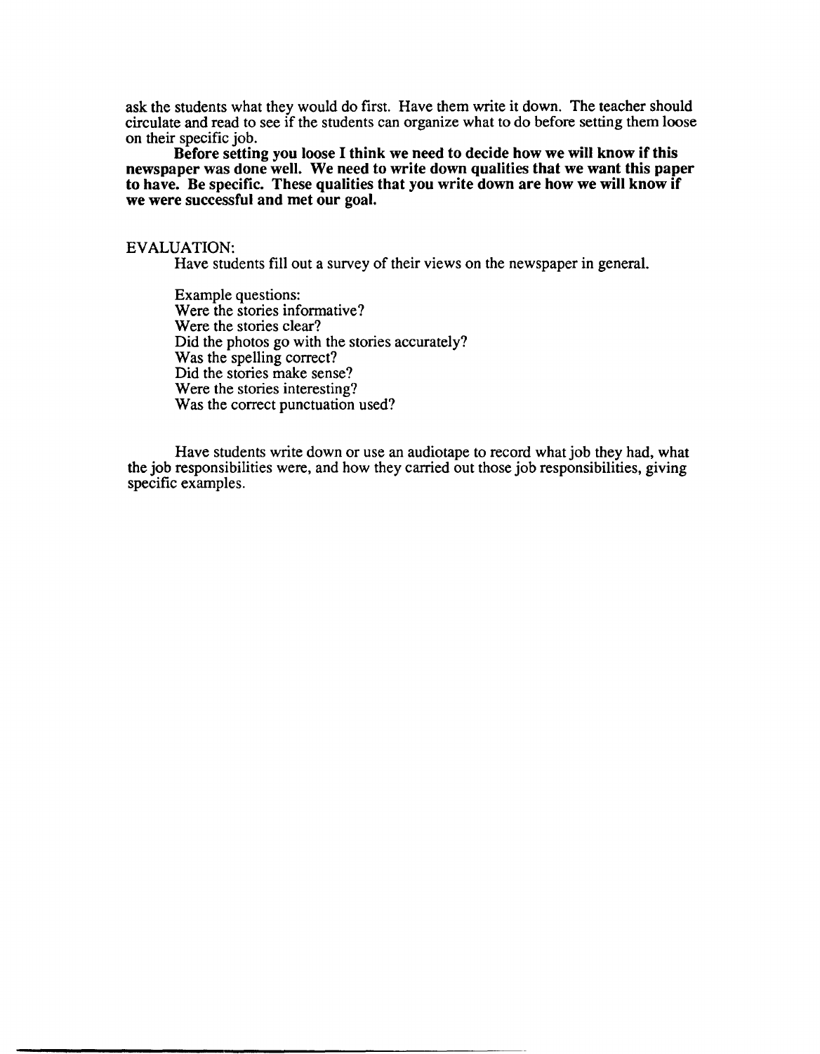ask the students what they would do first. Have them write it down. The teacher should circulate and read to see if the students can organize what to do before setting them loose on their specific job.

**Before setting you loose I think we need to decide how we will know if this newspaper was done well. We need to write down qualities that we want this paper to have. Be specific. These qualities that you write down are how we will know if we were successful and met our goal.**

EVALUATION:

Have students fill out a survey of their views on the newspaper in general.

Example questions:
Were the stories informative?
Were the stories clear?
Did the photos go with the stories accurately?
Was the spelling correct?
Did the stories make sense?
Were the stories interesting?
Was the correct punctuation used?

Have students write down or use an audiotape to record what job they had, what the job responsibilities were, and how they carried out those job responsibilities, giving specific examples.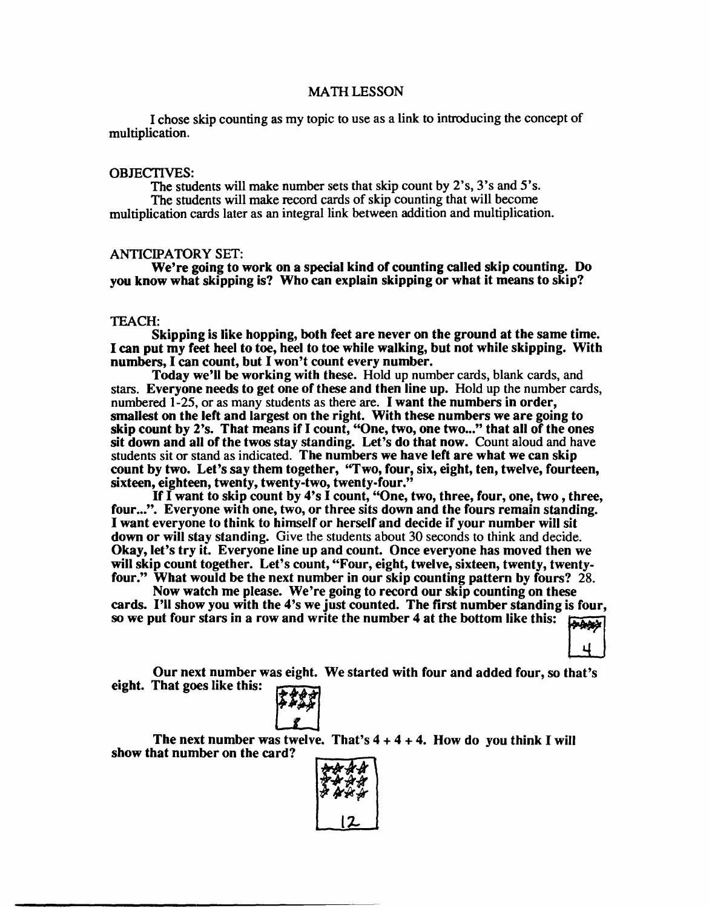# MATH LESSON

I chose skip counting as my topic to use as a link to introducing the concept of multiplication.

## OBJECTIVES:

The students will make number sets that skip count by 2's, 3's and 5's.

The students will make record cards of skip counting that will become multiplication cards later as an integral link between addition and multiplication.

## ANTICIPATORY SET:

**We're going to work on a special kind of counting called skip counting. Do you know what skipping is? Who can explain skipping or what it means to skip?**

## TEACH:

**Skipping is like hopping, both feet are never on the ground at the same time. I can put my feet heel to toe, heel to toe while walking, but not while skipping. With numbers, I can count, but I won't count every number.**

**Today we'll be working with these.** Hold up number cards, blank cards, and stars. **Everyone needs to get one of these and then line up.** Hold up the number cards, numbered 1-25, or as many students as there are. **I want the numbers in order, smallest on the left and largest on the right. With these numbers we are going to skip count by 2's. That means if I count, "One, two, one two..." that all of the ones sit down and all of the twos stay standing. Let's do that now.** Count aloud and have students sit or stand as indicated. **The numbers we have left are what we can skip count by two. Let's say them together, "Two, four, six, eight, ten, twelve, fourteen, sixteen, eighteen, twenty, twenty-two, twenty-four."**

**If I want to skip count by 4's I count, "One, two, three, four, one, two , three, four...". Everyone with one, two, or three sits down and the fours remain standing. I want everyone to think to himself or herself and decide if your number will sit down or will stay standing.** Give the students about 30 seconds to think and decide. **Okay, let's try it. Everyone line up and count. Once everyone has moved then we will skip count together. Let's count, "Four, eight, twelve, sixteen, twenty, twenty-four." What would be the next number in our skip counting pattern by fours?** 28.

**Now watch me please. We're going to record our skip counting on these cards. I'll show you with the 4's we just counted. The first number standing is four, so we put four stars in a row and write the number 4 at the bottom like this:**

**Our next number was eight. We started with four and added four, so that's eight. That goes like this:**

**The next number was twelve. That's 4 + 4 + 4. How do you think I will show that number on the card?**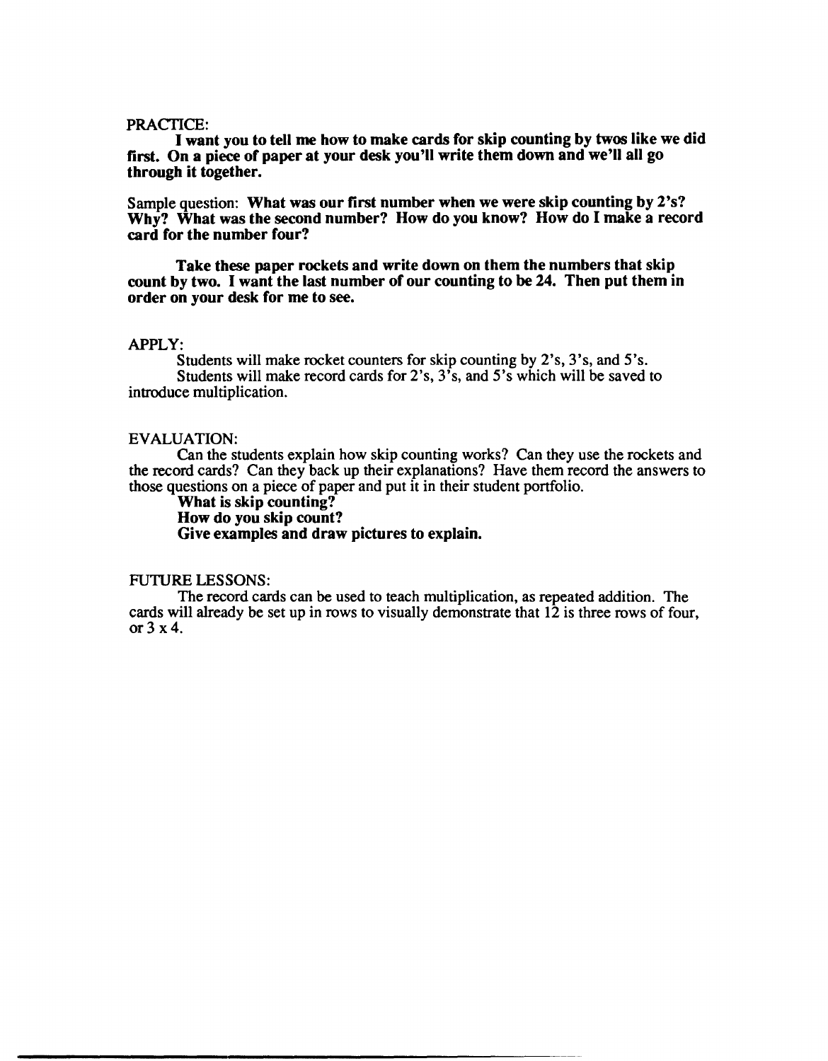PRACTICE:

**I want you to tell me how to make cards for skip counting by twos like we did first. On a piece of paper at your desk you'll write them down and we'll all go through it together.**

Sample question: **What was our first number when we were skip counting by 2's? Why? What was the second number? How do you know? How do I make a record card for the number four?**

**Take these paper rockets and write down on them the numbers that skip count by two. I want the last number of our counting to be 24. Then put them in order on your desk for me to see.**

APPLY:

Students will make rocket counters for skip counting by 2's, 3's, and 5's.

Students will make record cards for 2's, 3's, and 5's which will be saved to introduce multiplication.

EVALUATION:

Can the students explain how skip counting works? Can they use the rockets and the record cards? Can they back up their explanations? Have them record the answers to those questions on a piece of paper and put it in their student portfolio.

**What is skip counting?**
**How do you skip count?**
**Give examples and draw pictures to explain.**

FUTURE LESSONS:

The record cards can be used to teach multiplication, as repeated addition. The cards will already be set up in rows to visually demonstrate that 12 is three rows of four, or 3 x 4.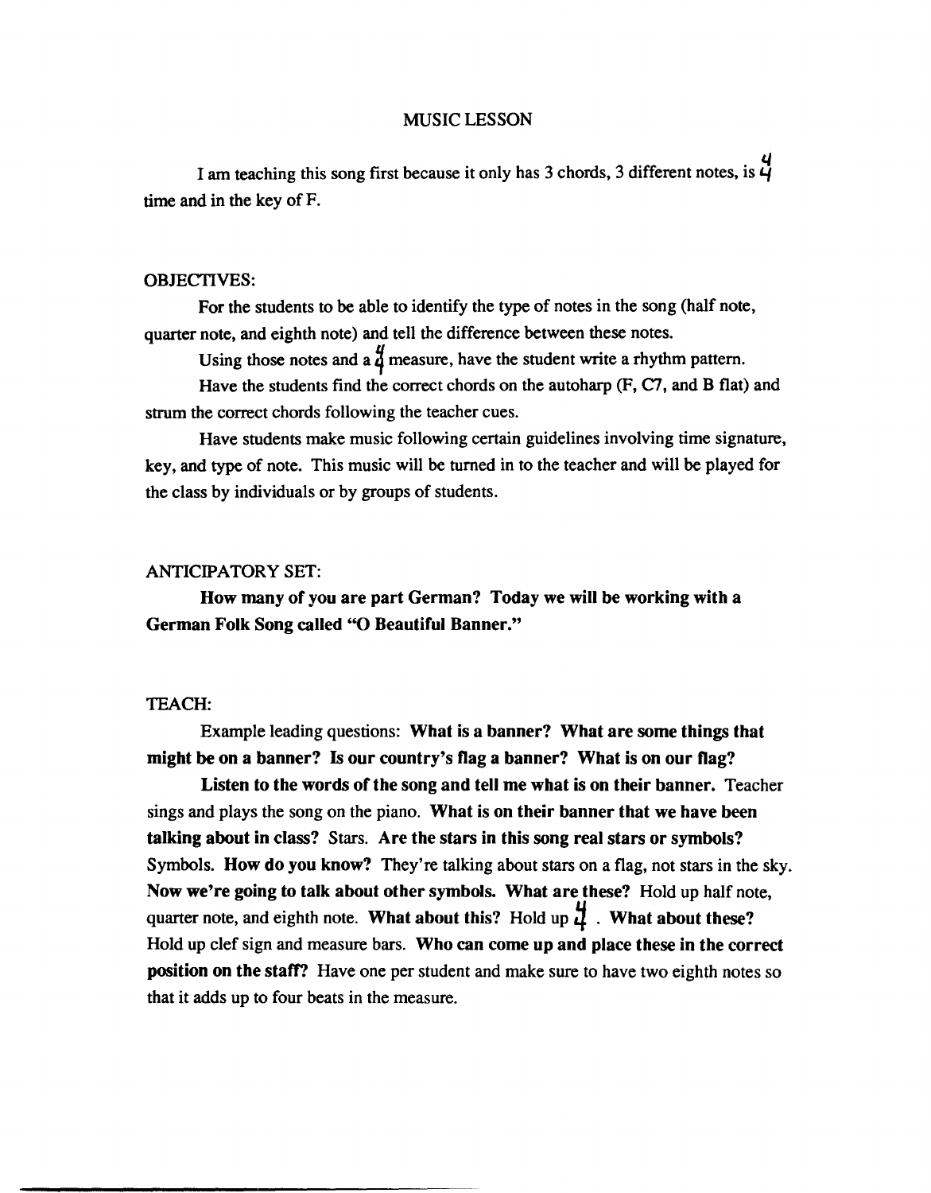# MUSIC LESSON

I am teaching this song first because it only has 3 chords, 3 different notes, is $\frac{4}{4}$ time and in the key of F.

## OBJECTIVES:

For the students to be able to identify the type of notes in the song (half note, quarter note, and eighth note) and tell the difference between these notes.

Using those notes and a $\frac{4}{4}$ measure, have the student write a rhythm pattern.

Have the students find the correct chords on the autoharp (F, C7, and B flat) and strum the correct chords following the teacher cues.

Have students make music following certain guidelines involving time signature, key, and type of note. This music will be turned in to the teacher and will be played for the class by individuals or by groups of students.

## ANTICIPATORY SET:

**How many of you are part German? Today we will be working with a German Folk Song called "O Beautiful Banner."**

## TEACH:

Example leading questions: **What is a banner? What are some things that might be on a banner? Is our country's flag a banner? What is on our flag?**

**Listen to the words of the song and tell me what is on their banner.** Teacher sings and plays the song on the piano. **What is on their banner that we have been talking about in class?** Stars. **Are the stars in this song real stars or symbols?** Symbols. **How do you know?** They're talking about stars on a flag, not stars in the sky. **Now we're going to talk about other symbols. What are these?** Hold up half note, quarter note, and eighth note. **What about this?** Hold up $\frac{4}{4}$ . **What about these?** Hold up clef sign and measure bars. **Who can come up and place these in the correct position on the staff?** Have one per student and make sure to have two eighth notes so that it adds up to four beats in the measure.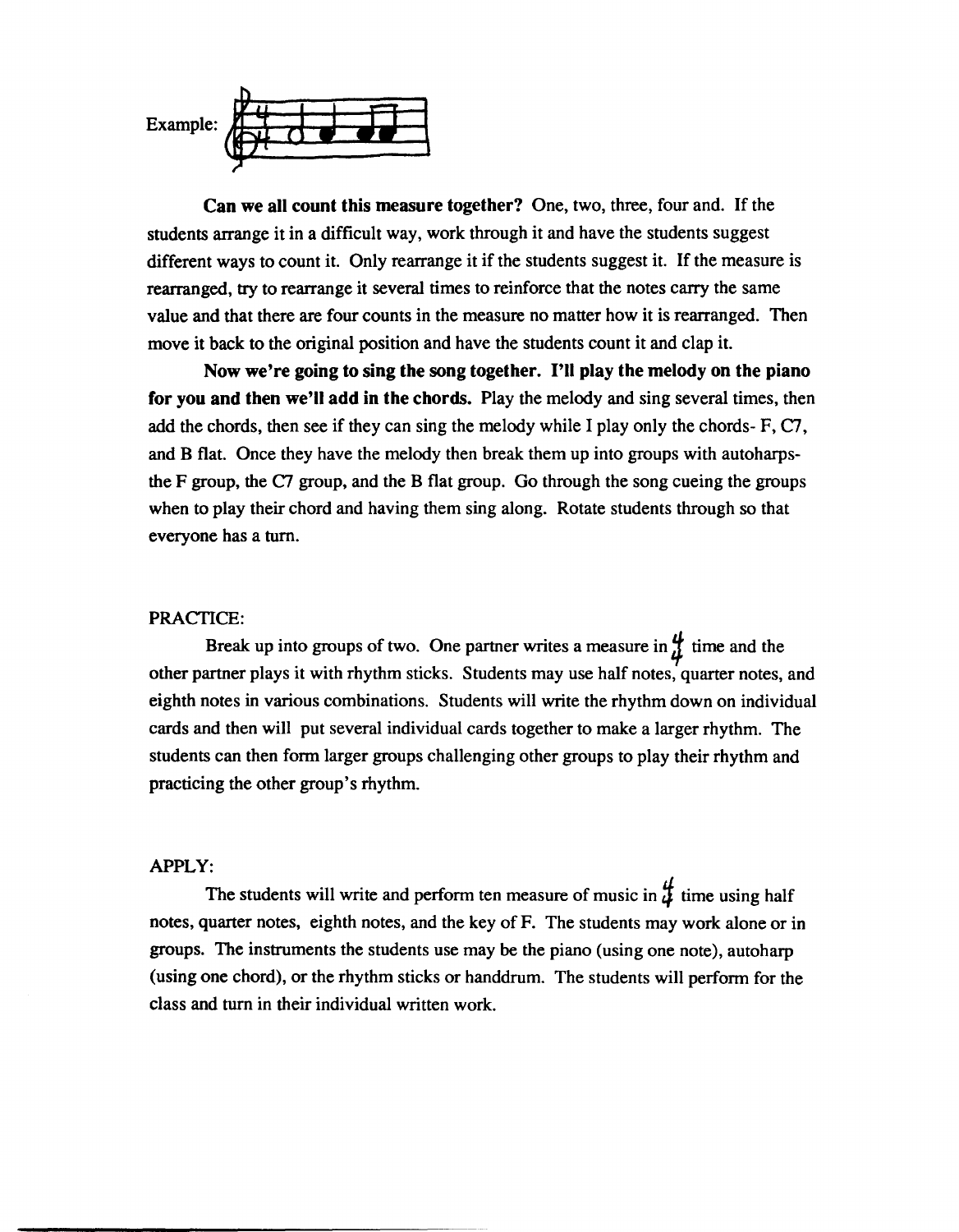Example:

**Can we all count this measure together?** One, two, three, four and. If the students arrange it in a difficult way, work through it and have the students suggest different ways to count it. Only rearrange it if the students suggest it. If the measure is rearranged, try to rearrange it several times to reinforce that the notes carry the same value and that there are four counts in the measure no matter how it is rearranged. Then move it back to the original position and have the students count it and clap it.

**Now we're going to sing the song together. I'll play the melody on the piano for you and then we'll add in the chords.** Play the melody and sing several times, then add the chords, then see if they can sing the melody while I play only the chords- F, C7, and B flat. Once they have the melody then break them up into groups with autoharps- the F group, the C7 group, and the B flat group. Go through the song cueing the groups when to play their chord and having them sing along. Rotate students through so that everyone has a turn.

PRACTICE:

Break up into groups of two. One partner writes a measure in $\frac{4}{4}$ time and the other partner plays it with rhythm sticks. Students may use half notes, quarter notes, and eighth notes in various combinations. Students will write the rhythm down on individual cards and then will put several individual cards together to make a larger rhythm. The students can then form larger groups challenging other groups to play their rhythm and practicing the other group's rhythm.

APPLY:

The students will write and perform ten measure of music in $\frac{4}{4}$ time using half notes, quarter notes, eighth notes, and the key of F. The students may work alone or in groups. The instruments the students use may be the piano (using one note), autoharp (using one chord), or the rhythm sticks or handdrum. The students will perform for the class and turn in their individual written work.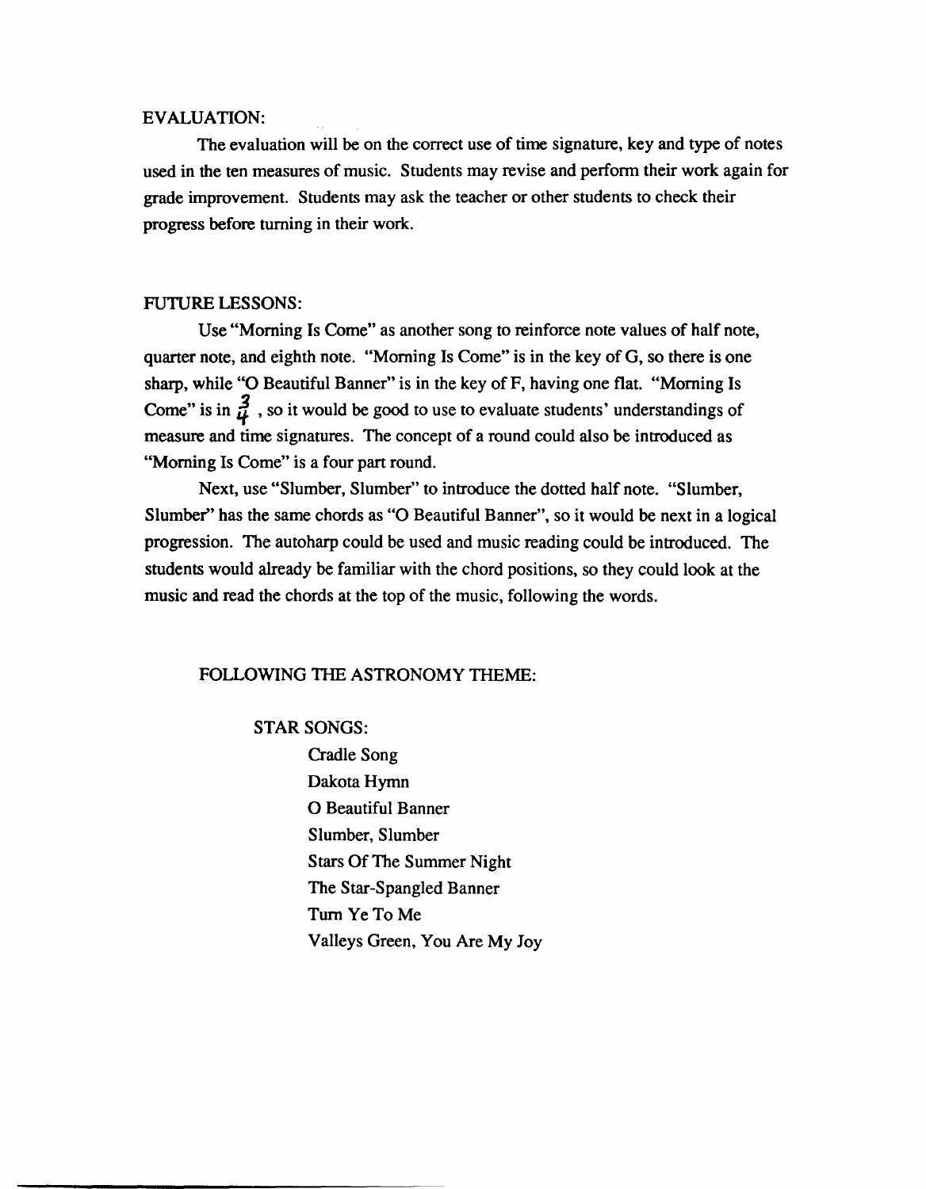EVALUATION:

The evaluation will be on the correct use of time signature, key and type of notes used in the ten measures of music. Students may revise and perform their work again for grade improvement. Students may ask the teacher or other students to check their progress before turning in their work.

FUTURE LESSONS:

Use "Morning Is Come" as another song to reinforce note values of half note, quarter note, and eighth note. "Morning Is Come" is in the key of G, so there is one sharp, while "O Beautiful Banner" is in the key of F, having one flat. "Morning Is Come" is in $\frac{3}{4}$ , so it would be good to use to evaluate students' understandings of measure and time signatures. The concept of a round could also be introduced as "Morning Is Come" is a four part round.

Next, use "Slumber, Slumber" to introduce the dotted half note. "Slumber, Slumber" has the same chords as "O Beautiful Banner", so it would be next in a logical progression. The autoharp could be used and music reading could be introduced. The students would already be familiar with the chord positions, so they could look at the music and read the chords at the top of the music, following the words.

FOLLOWING THE ASTRONOMY THEME:

STAR SONGS:

Cradle Song
Dakota Hymn
O Beautiful Banner
Slumber, Slumber
Stars Of The Summer Night
The Star-Spangled Banner
Turn Ye To Me
Valleys Green, You Are My Joy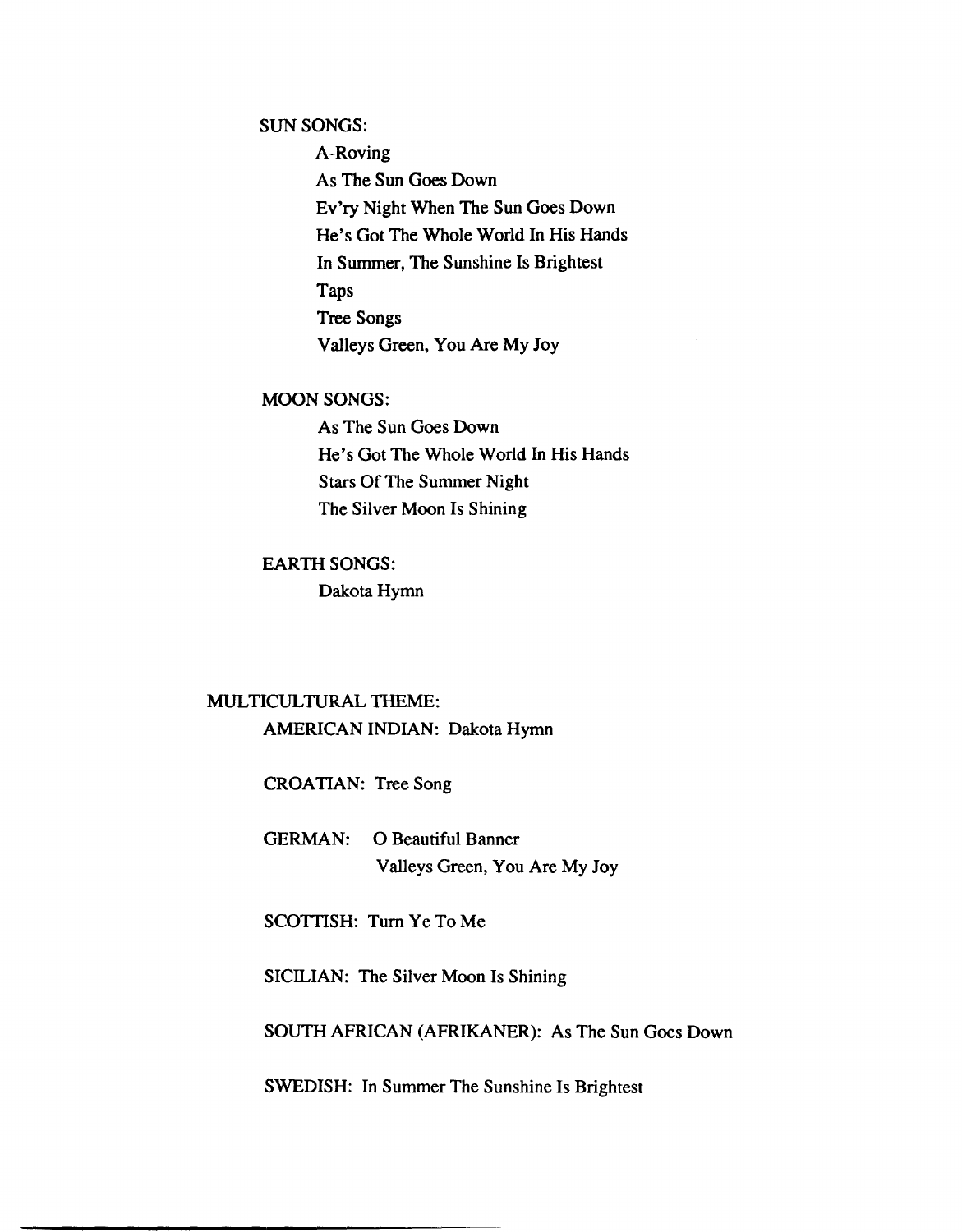SUN SONGS:

- A-Roving
- As The Sun Goes Down
- Ev'ry Night When The Sun Goes Down
- He's Got The Whole World In His Hands
- In Summer, The Sunshine Is Brightest
- Taps
- Tree Songs
- Valleys Green, You Are My Joy

MOON SONGS:

- As The Sun Goes Down
- He's Got The Whole World In His Hands
- Stars Of The Summer Night
- The Silver Moon Is Shining

EARTH SONGS:

- Dakota Hymn

MULTICULTURAL THEME:

AMERICAN INDIAN: Dakota Hymn

CROATIAN: Tree Song

GERMAN: O Beautiful Banner
Valleys Green, You Are My Joy

SCOTTISH: Turn Ye To Me

SICILIAN: The Silver Moon Is Shining

SOUTH AFRICAN (AFRIKANER): As The Sun Goes Down

SWEDISH: In Summer The Sunshine Is Brightest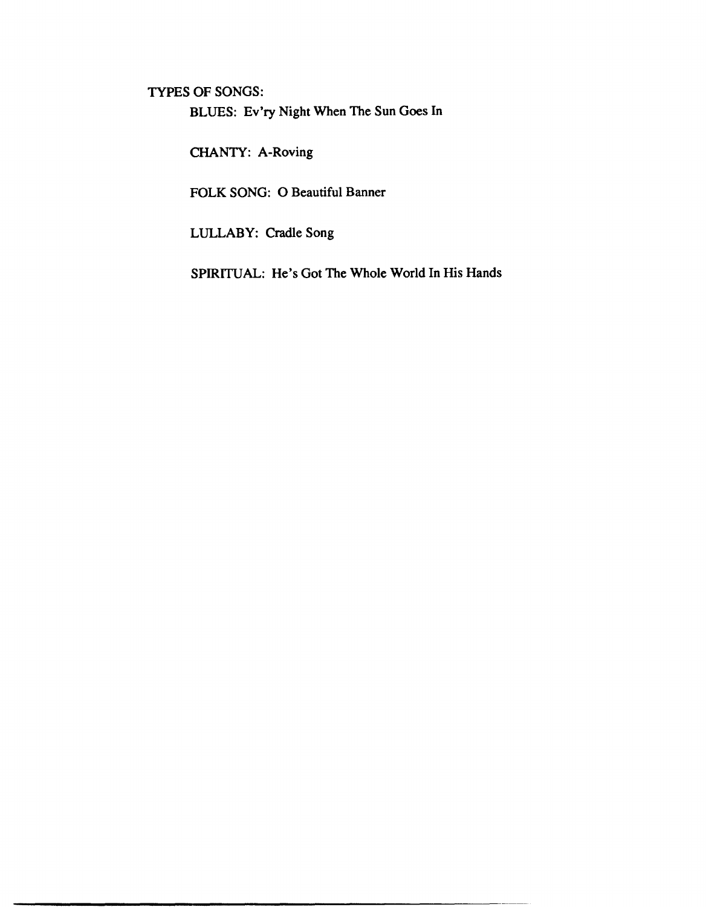TYPES OF SONGS:

- BLUES: Ev'ry Night When The Sun Goes In
- CHANTY: A-Roving
- FOLK SONG: O Beautiful Banner
- LULLABY: Cradle Song
- SPIRITUAL: He's Got The Whole World In His Hands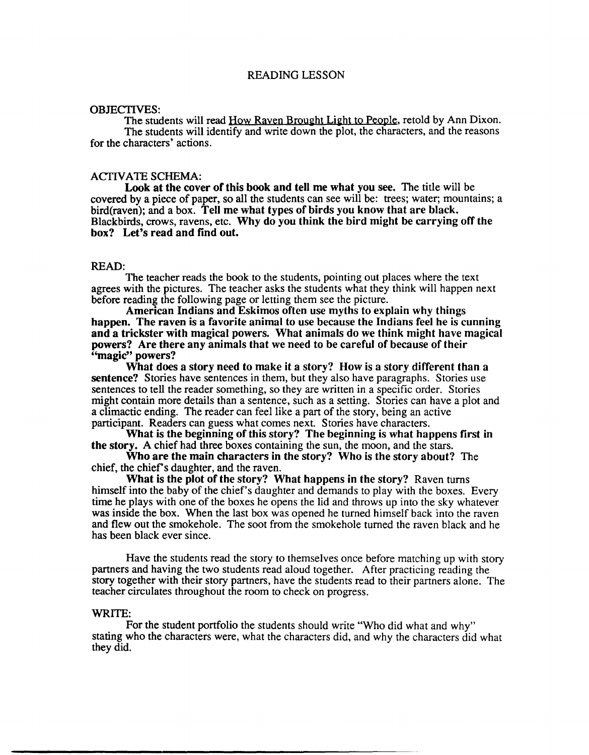# READING LESSON

OBJECTIVES:

The students will read How Raven Brought Light to People, retold by Ann Dixon.

The students will identify and write down the plot, the characters, and the reasons for the characters' actions.

ACTIVATE SCHEMA:

**Look at the cover of this book and tell me what you see.** The title will be covered by a piece of paper, so all the students can see will be: trees; water; mountains; a bird(raven); and a box. **Tell me what types of birds you know that are black.** Blackbirds, crows, ravens, etc. **Why do you think the bird might be carrying off the box? Let's read and find out.**

READ:

The teacher reads the book to the students, pointing out places where the text agrees with the pictures. The teacher asks the students what they think will happen next before reading the following page or letting them see the picture.

**American Indians and Eskimos often use myths to explain why things happen. The raven is a favorite animal to use because the Indians feel he is cunning and a trickster with magical powers. What animals do we think might have magical powers? Are there any animals that we need to be careful of because of their "magic" powers?**

**What does a story need to make it a story? How is a story different than a sentence?** Stories have sentences in them, but they also have paragraphs. Stories use sentences to tell the reader something, so they are written in a specific order. Stories might contain more details than a sentence, such as a setting. Stories can have a plot and a climactic ending. The reader can feel like a part of the story, being an active participant. Readers can guess what comes next. Stories have characters.

**What is the beginning of this story? The beginning is what happens first in the story.** A chief had three boxes containing the sun, the moon, and the stars.

**Who are the main characters in the story? Who is the story about?** The chief, the chief's daughter, and the raven.

**What is the plot of the story? What happens in the story?** Raven turns himself into the baby of the chief's daughter and demands to play with the boxes. Every time he plays with one of the boxes he opens the lid and throws up into the sky whatever was inside the box. When the last box was opened he turned himself back into the raven and flew out the smokehole. The soot from the smokehole turned the raven black and he has been black ever since.

Have the students read the story to themselves once before matching up with story partners and having the two students read aloud together. After practicing reading the story together with their story partners, have the students read to their partners alone. The teacher circulates throughout the room to check on progress.

WRITE:

For the student portfolio the students should write "Who did what and why" stating who the characters were, what the characters did, and why the characters did what they did.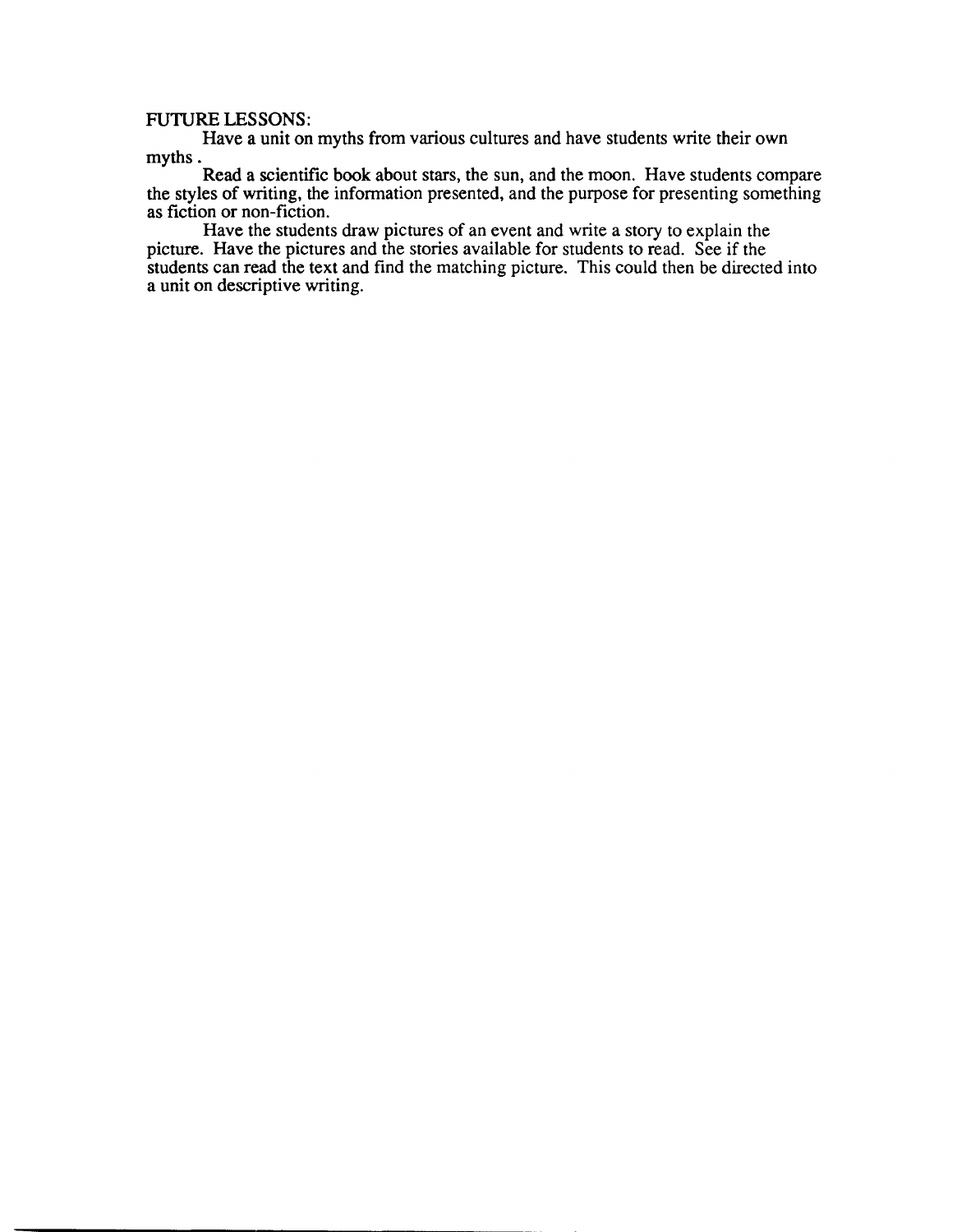FUTURE LESSONS:

Have a unit on myths from various cultures and have students write their own myths.

Read a scientific book about stars, the sun, and the moon. Have students compare the styles of writing, the information presented, and the purpose for presenting something as fiction or non-fiction.

Have the students draw pictures of an event and write a story to explain the picture. Have the pictures and the stories available for students to read. See if the students can read the text and find the matching picture. This could then be directed into a unit on descriptive writing.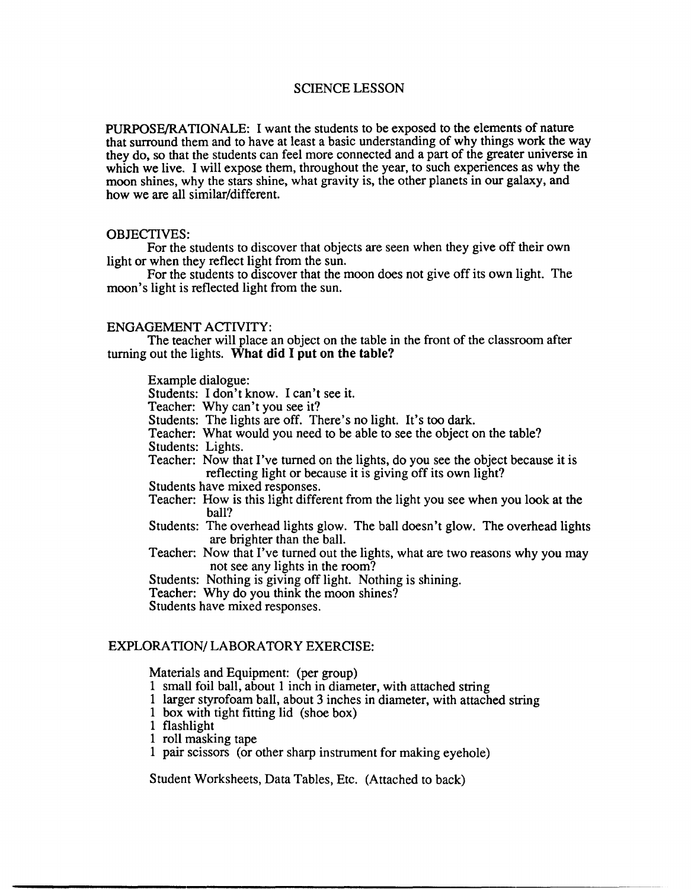# SCIENCE LESSON

PURPOSE/RATIONALE: I want the students to be exposed to the elements of nature that surround them and to have at least a basic understanding of why things work the way they do, so that the students can feel more connected and a part of the greater universe in which we live. I will expose them, throughout the year, to such experiences as why the moon shines, why the stars shine, what gravity is, the other planets in our galaxy, and how we are all similar/different.

## OBJECTIVES:

For the students to discover that objects are seen when they give off their own light or when they reflect light from the sun.

For the students to discover that the moon does not give off its own light. The moon's light is reflected light from the sun.

## ENGAGEMENT ACTIVITY:

The teacher will place an object on the table in the front of the classroom after turning out the lights. **What did I put on the table?**

Example dialogue:

Students: I don't know. I can't see it.

Teacher: Why can't you see it?

Students: The lights are off. There's no light. It's too dark.

Teacher: What would you need to be able to see the object on the table?

Students: Lights.

Teacher: Now that I've turned on the lights, do you see the object because it is reflecting light or because it is giving off its own light?

Students have mixed responses.

Teacher: How is this light different from the light you see when you look at the ball?

Students: The overhead lights glow. The ball doesn't glow. The overhead lights are brighter than the ball.

Teacher: Now that I've turned out the lights, what are two reasons why you may not see any lights in the room?

Students: Nothing is giving off light. Nothing is shining.

Teacher: Why do you think the moon shines?

Students have mixed responses.

## EXPLORATION/ LABORATORY EXERCISE:

Materials and Equipment: (per group)

- 1 small foil ball, about 1 inch in diameter, with attached string
- 1 larger styrofoam ball, about 3 inches in diameter, with attached string
- 1 box with tight fitting lid (shoe box)
- 1 flashlight
- 1 roll masking tape
- 1 pair scissors (or other sharp instrument for making eyehole)

Student Worksheets, Data Tables, Etc. (Attached to back)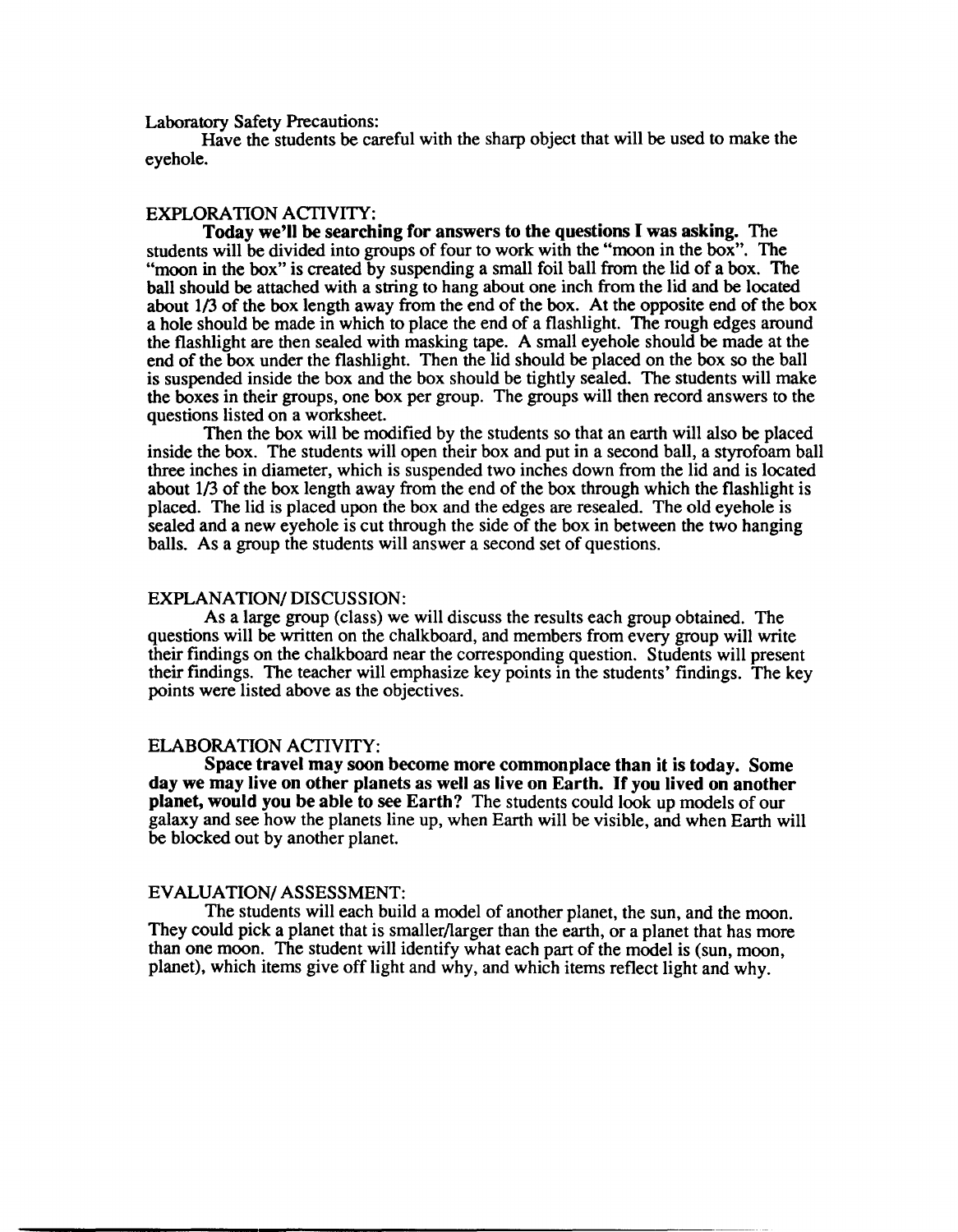Laboratory Safety Precautions:

Have the students be careful with the sharp object that will be used to make the eyehole.

EXPLORATION ACTIVITY:

**Today we'll be searching for answers to the questions I was asking.** The students will be divided into groups of four to work with the "moon in the box". The "moon in the box" is created by suspending a small foil ball from the lid of a box. The ball should be attached with a string to hang about one inch from the lid and be located about 1/3 of the box length away from the end of the box. At the opposite end of the box a hole should be made in which to place the end of a flashlight. The rough edges around the flashlight are then sealed with masking tape. A small eyehole should be made at the end of the box under the flashlight. Then the lid should be placed on the box so the ball is suspended inside the box and the box should be tightly sealed. The students will make the boxes in their groups, one box per group. The groups will then record answers to the questions listed on a worksheet.

Then the box will be modified by the students so that an earth will also be placed inside the box. The students will open their box and put in a second ball, a styrofoam ball three inches in diameter, which is suspended two inches down from the lid and is located about 1/3 of the box length away from the end of the box through which the flashlight is placed. The lid is placed upon the box and the edges are resealed. The old eyehole is sealed and a new eyehole is cut through the side of the box in between the two hanging balls. As a group the students will answer a second set of questions.

EXPLANATION/ DISCUSSION:

As a large group (class) we will discuss the results each group obtained. The questions will be written on the chalkboard, and members from every group will write their findings on the chalkboard near the corresponding question. Students will present their findings. The teacher will emphasize key points in the students' findings. The key points were listed above as the objectives.

ELABORATION ACTIVITY:

**Space travel may soon become more commonplace than it is today. Some day we may live on other planets as well as live on Earth. If you lived on another planet, would you be able to see Earth?** The students could look up models of our galaxy and see how the planets line up, when Earth will be visible, and when Earth will be blocked out by another planet.

EVALUATION/ ASSESSMENT:

The students will each build a model of another planet, the sun, and the moon. They could pick a planet that is smaller/larger than the earth, or a planet that has more than one moon. The student will identify what each part of the model is (sun, moon, planet), which items give off light and why, and which items reflect light and why.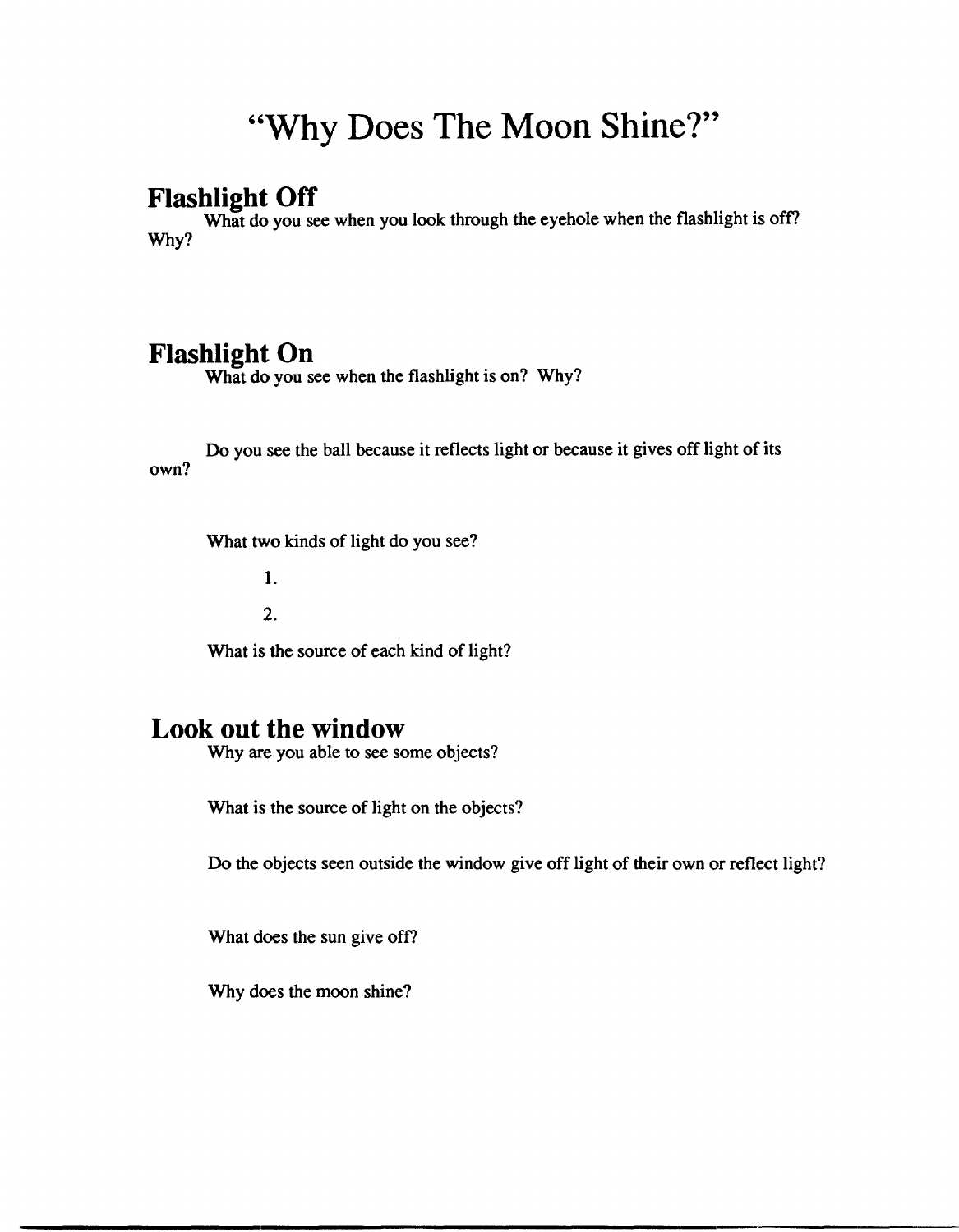# "Why Does The Moon Shine?"

## Flashlight Off

What do you see when you look through the eyehole when the flashlight is off? Why?

## Flashlight On

What do you see when the flashlight is on? Why?

Do you see the ball because it reflects light or because it gives off light of its own?

What two kinds of light do you see?

1.

2.

What is the source of each kind of light?

## Look out the window

Why are you able to see some objects?

What is the source of light on the objects?

Do the objects seen outside the window give off light of their own or reflect light?

What does the sun give off?

Why does the moon shine?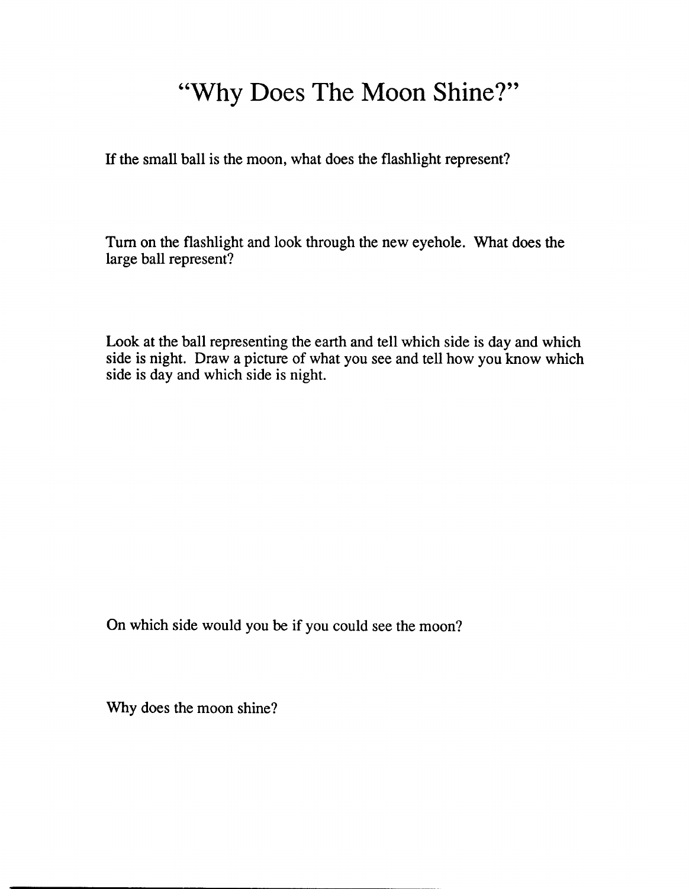# "Why Does The Moon Shine?"

If the small ball is the moon, what does the flashlight represent?

Turn on the flashlight and look through the new eyehole. What does the large ball represent?

Look at the ball representing the earth and tell which side is day and which side is night. Draw a picture of what you see and tell how you know which side is day and which side is night.

On which side would you be if you could see the moon?

Why does the moon shine?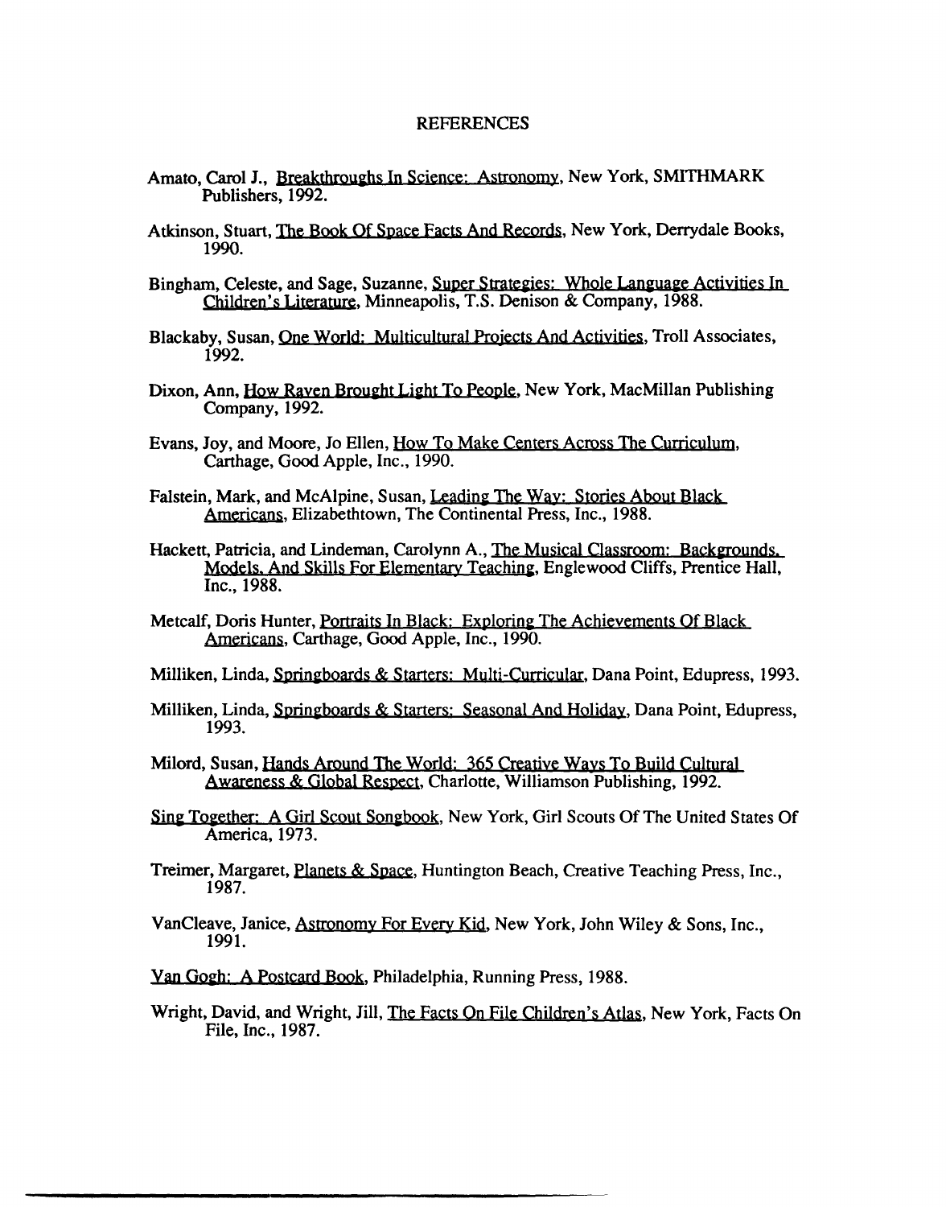# REFERENCES

Amato, Carol J., Breakthroughs In Science: Astronomy, New York, SMITHMARK Publishers, 1992.

Atkinson, Stuart, The Book Of Space Facts And Records, New York, Derrydale Books, 1990.

Bingham, Celeste, and Sage, Suzanne, Super Strategies: Whole Language Activities In Children's Literature, Minneapolis, T.S. Denison & Company, 1988.

Blackaby, Susan, One World: Multicultural Projects And Activities, Troll Associates, 1992.

Dixon, Ann, How Raven Brought Light To People, New York, MacMillan Publishing Company, 1992.

Evans, Joy, and Moore, Jo Ellen, How To Make Centers Across The Curriculum, Carthage, Good Apple, Inc., 1990.

Falstein, Mark, and McAlpine, Susan, Leading The Way: Stories About Black Americans, Elizabethtown, The Continental Press, Inc., 1988.

Hackett, Patricia, and Lindeman, Carolynn A., The Musical Classroom: Backgrounds, Models, And Skills For Elementary Teaching, Englewood Cliffs, Prentice Hall, Inc., 1988.

Metcalf, Doris Hunter, Portraits In Black: Exploring The Achievements Of Black Americans, Carthage, Good Apple, Inc., 1990.

Milliken, Linda, Springboards & Starters: Multi-Curricular, Dana Point, Edupress, 1993.

Milliken, Linda, Springboards & Starters: Seasonal And Holiday, Dana Point, Edupress, 1993.

Milord, Susan, Hands Around The World: 365 Creative Ways To Build Cultural Awareness & Global Respect, Charlotte, Williamson Publishing, 1992.

Sing Together: A Girl Scout Songbook, New York, Girl Scouts Of The United States Of America, 1973.

Treimer, Margaret, Planets & Space, Huntington Beach, Creative Teaching Press, Inc., 1987.

VanCleave, Janice, Astronomy For Every Kid, New York, John Wiley & Sons, Inc., 1991.

Van Gogh: A Postcard Book, Philadelphia, Running Press, 1988.

Wright, David, and Wright, Jill, The Facts On File Children's Atlas, New York, Facts On File, Inc., 1987.